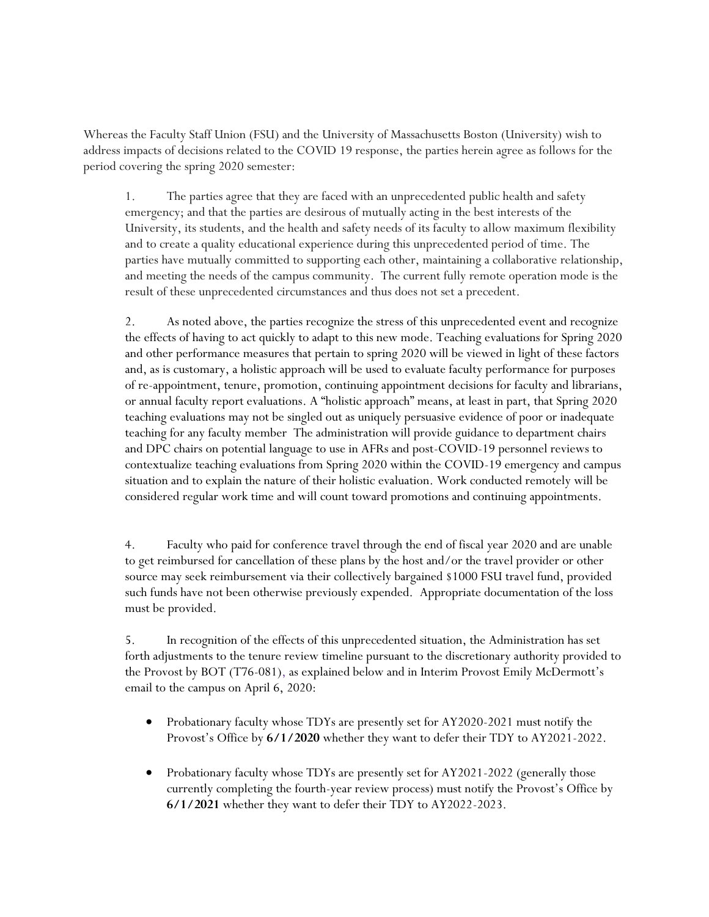Whereas the Faculty Staff Union (FSU) and the University of Massachusetts Boston (University) wish to address impacts of decisions related to the COVID 19 response, the parties herein agree as follows for the period covering the spring 2020 semester:

1. The parties agree that they are faced with an unprecedented public health and safety emergency; and that the parties are desirous of mutually acting in the best interests of the University, its students, and the health and safety needs of its faculty to allow maximum flexibility and to create a quality educational experience during this unprecedented period of time. The parties have mutually committed to supporting each other, maintaining a collaborative relationship, and meeting the needs of the campus community. The current fully remote operation mode is the result of these unprecedented circumstances and thus does not set a precedent.

2. As noted above, the parties recognize the stress of this unprecedented event and recognize the effects of having to act quickly to adapt to this new mode. Teaching evaluations for Spring 2020 and other performance measures that pertain to spring 2020 will be viewed in light of these factors and, as is customary, a holistic approach will be used to evaluate faculty performance for purposes of re-appointment, tenure, promotion, continuing appointment decisions for faculty and librarians, or annual faculty report evaluations. A "holistic approach" means, at least in part, that Spring 2020 teaching evaluations may not be singled out as uniquely persuasive evidence of poor or inadequate teaching for any faculty member The administration will provide guidance to department chairs and DPC chairs on potential language to use in AFRs and post-COVID-19 personnel reviews to contextualize teaching evaluations from Spring 2020 within the COVID-19 emergency and campus situation and to explain the nature of their holistic evaluation. Work conducted remotely will be considered regular work time and will count toward promotions and continuing appointments.

4. Faculty who paid for conference travel through the end of fiscal year 2020 and are unable to get reimbursed for cancellation of these plans by the host and/or the travel provider or other source may seek reimbursement via their collectively bargained $1000 FSU travel fund, provided such funds have not been otherwise previously expended. Appropriate documentation of the loss must be provided.

5. In recognition of the effects of this unprecedented situation, the Administration has set forth adjustments to the tenure review timeline pursuant to the discretionary authority provided to the Provost by BOT (T76-081), as explained below and in Interim Provost Emily McDermott's email to the campus on April 6, 2020:

- Probationary faculty whose TDYs are presently set for AY2020-2021 must notify the Provost's Office by **6/1/2020** whether they want to defer their TDY to AY2021-2022.
- Probationary faculty whose TDYs are presently set for AY2021-2022 (generally those currently completing the fourth-year review process) must notify the Provost's Office by **6/1/2021** whether they want to defer their TDY to AY2022-2023.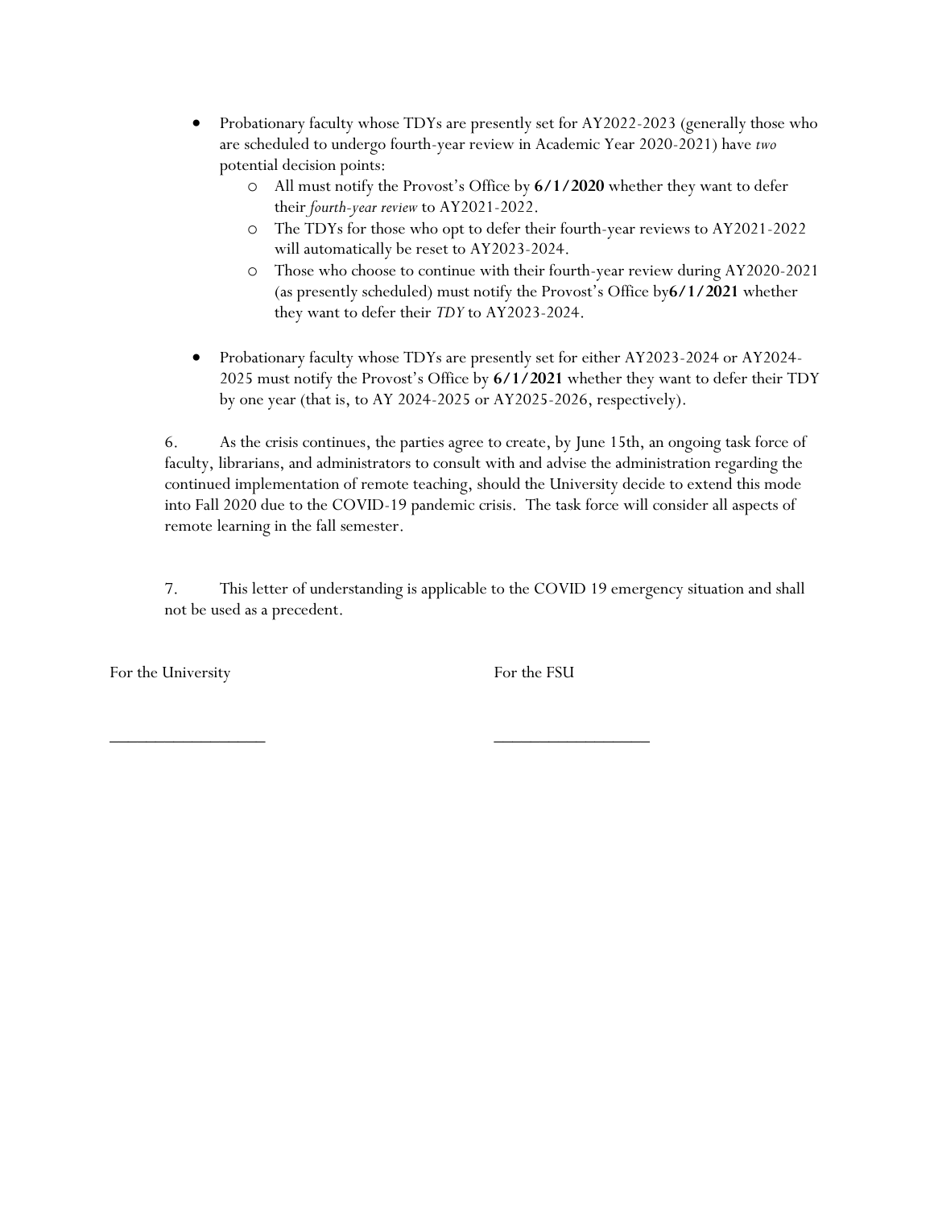- Probationary faculty whose TDYs are presently set for AY2022-2023 (generally those who are scheduled to undergo fourth-year review in Academic Year 2020-2021) have *two* potential decision points:
    - All must notify the Provost's Office by **6/1/2020** whether they want to defer their *fourth-year review* to AY2021-2022.
    - The TDYs for those who opt to defer their fourth-year reviews to AY2021-2022 will automatically be reset to AY2023-2024.
    - Those who choose to continue with their fourth-year review during AY2020-2021 (as presently scheduled) must notify the Provost's Office by**6/1/2021** whether they want to defer their *TDY* to AY2023-2024.

- Probationary faculty whose TDYs are presently set for either AY2023-2024 or AY2024-2025 must notify the Provost's Office by **6/1/2021** whether they want to defer their TDY by one year (that is, to AY 2024-2025 or AY2025-2026, respectively).

6. As the crisis continues, the parties agree to create, by June 15th, an ongoing task force of faculty, librarians, and administrators to consult with and advise the administration regarding the continued implementation of remote teaching, should the University decide to extend this mode into Fall 2020 due to the COVID-19 pandemic crisis. The task force will consider all aspects of remote learning in the fall semester.

7. This letter of understanding is applicable to the COVID 19 emergency situation and shall not be used as a precedent.

For the University

_________________

For the FSU

_________________